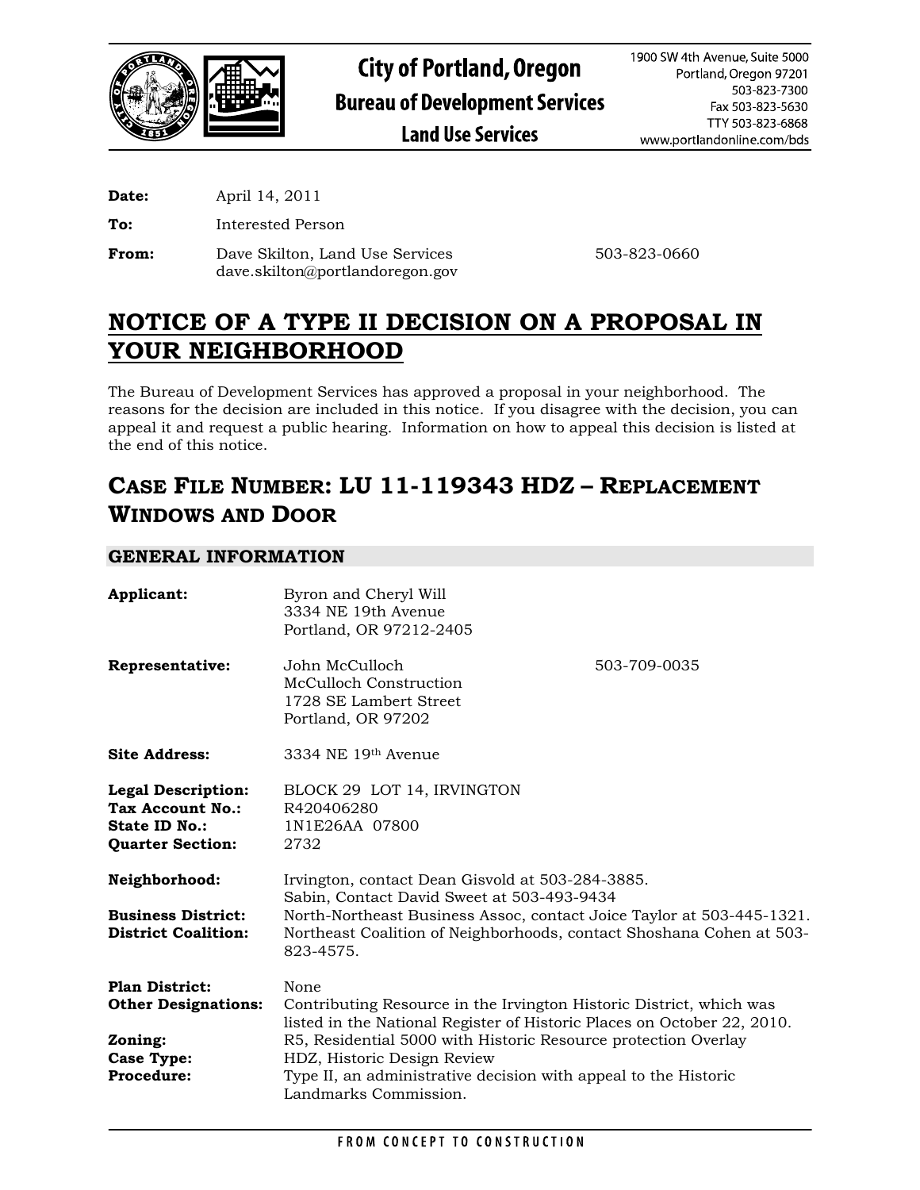# City of Portland, Oregon
## Bureau of Development Services
## Land Use Services

1900 SW 4th Avenue, Suite 5000
Portland, Oregon 97201
503-823-7300
Fax 503-823-5630
TTY 503-823-6868
www.portlandonline.com/bds

**Date:** April 14, 2011

**To:** Interested Person

**From:** Dave Skilton, Land Use Services 503-823-0660
dave.skilton@portlandoregon.gov

# NOTICE OF A TYPE II DECISION ON A PROPOSAL IN YOUR NEIGHBORHOOD

The Bureau of Development Services has approved a proposal in your neighborhood. The reasons for the decision are included in this notice. If you disagree with the decision, you can appeal it and request a public hearing. Information on how to appeal this decision is listed at the end of this notice.

# CASE FILE NUMBER: LU 11-119343 HDZ – REPLACEMENT WINDOWS AND DOOR

## GENERAL INFORMATION

**Applicant:** Byron and Cheryl Will
3334 NE 19th Avenue
Portland, OR 97212-2405

**Representative:** John McCulloch 503-709-0035
McCulloch Construction
1728 SE Lambert Street
Portland, OR 97202

**Site Address:** 3334 NE 19th Avenue

**Legal Description:** BLOCK 29 LOT 14, IRVINGTON
**Tax Account No.:** R420406280
**State ID No.:** 1N1E26AA 07800
**Quarter Section:** 2732

**Neighborhood:** Irvington, contact Dean Gisvold at 503-284-3885.
Sabin, Contact David Sweet at 503-493-9434
**Business District:** North-Northeast Business Assoc, contact Joice Taylor at 503-445-1321.
**District Coalition:** Northeast Coalition of Neighborhoods, contact Shoshana Cohen at 503-823-4575.

**Plan District:** None
**Other Designations:** Contributing Resource in the Irvington Historic District, which was listed in the National Register of Historic Places on October 22, 2010.
**Zoning:** R5, Residential 5000 with Historic Resource protection Overlay
**Case Type:** HDZ, Historic Design Review
**Procedure:** Type II, an administrative decision with appeal to the Historic Landmarks Commission.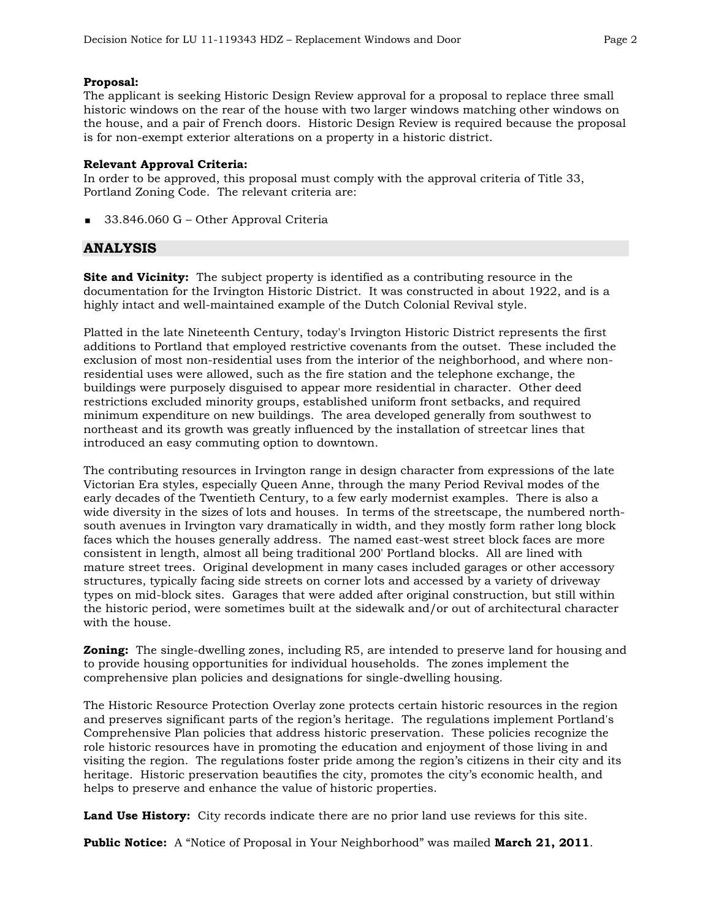**Proposal:**
The applicant is seeking Historic Design Review approval for a proposal to replace three small historic windows on the rear of the house with two larger windows matching other windows on the house, and a pair of French doors. Historic Design Review is required because the proposal is for non-exempt exterior alterations on a property in a historic district.

**Relevant Approval Criteria:**
In order to be approved, this proposal must comply with the approval criteria of Title 33, Portland Zoning Code. The relevant criteria are:

- 33.846.060 G – Other Approval Criteria

## ANALYSIS

**Site and Vicinity:** The subject property is identified as a contributing resource in the documentation for the Irvington Historic District. It was constructed in about 1922, and is a highly intact and well-maintained example of the Dutch Colonial Revival style.

Platted in the late Nineteenth Century, today's Irvington Historic District represents the first additions to Portland that employed restrictive covenants from the outset. These included the exclusion of most non-residential uses from the interior of the neighborhood, and where non-residential uses were allowed, such as the fire station and the telephone exchange, the buildings were purposely disguised to appear more residential in character. Other deed restrictions excluded minority groups, established uniform front setbacks, and required minimum expenditure on new buildings. The area developed generally from southwest to northeast and its growth was greatly influenced by the installation of streetcar lines that introduced an easy commuting option to downtown.

The contributing resources in Irvington range in design character from expressions of the late Victorian Era styles, especially Queen Anne, through the many Period Revival modes of the early decades of the Twentieth Century, to a few early modernist examples. There is also a wide diversity in the sizes of lots and houses. In terms of the streetscape, the numbered north-south avenues in Irvington vary dramatically in width, and they mostly form rather long block faces which the houses generally address. The named east-west street block faces are more consistent in length, almost all being traditional 200' Portland blocks. All are lined with mature street trees. Original development in many cases included garages or other accessory structures, typically facing side streets on corner lots and accessed by a variety of driveway types on mid-block sites. Garages that were added after original construction, but still within the historic period, were sometimes built at the sidewalk and/or out of architectural character with the house.

**Zoning:** The single-dwelling zones, including R5, are intended to preserve land for housing and to provide housing opportunities for individual households. The zones implement the comprehensive plan policies and designations for single-dwelling housing.

The Historic Resource Protection Overlay zone protects certain historic resources in the region and preserves significant parts of the region's heritage. The regulations implement Portland's Comprehensive Plan policies that address historic preservation. These policies recognize the role historic resources have in promoting the education and enjoyment of those living in and visiting the region. The regulations foster pride among the region's citizens in their city and its heritage. Historic preservation beautifies the city, promotes the city's economic health, and helps to preserve and enhance the value of historic properties.

**Land Use History:** City records indicate there are no prior land use reviews for this site.

**Public Notice:** A "Notice of Proposal in Your Neighborhood" was mailed **March 21, 2011**.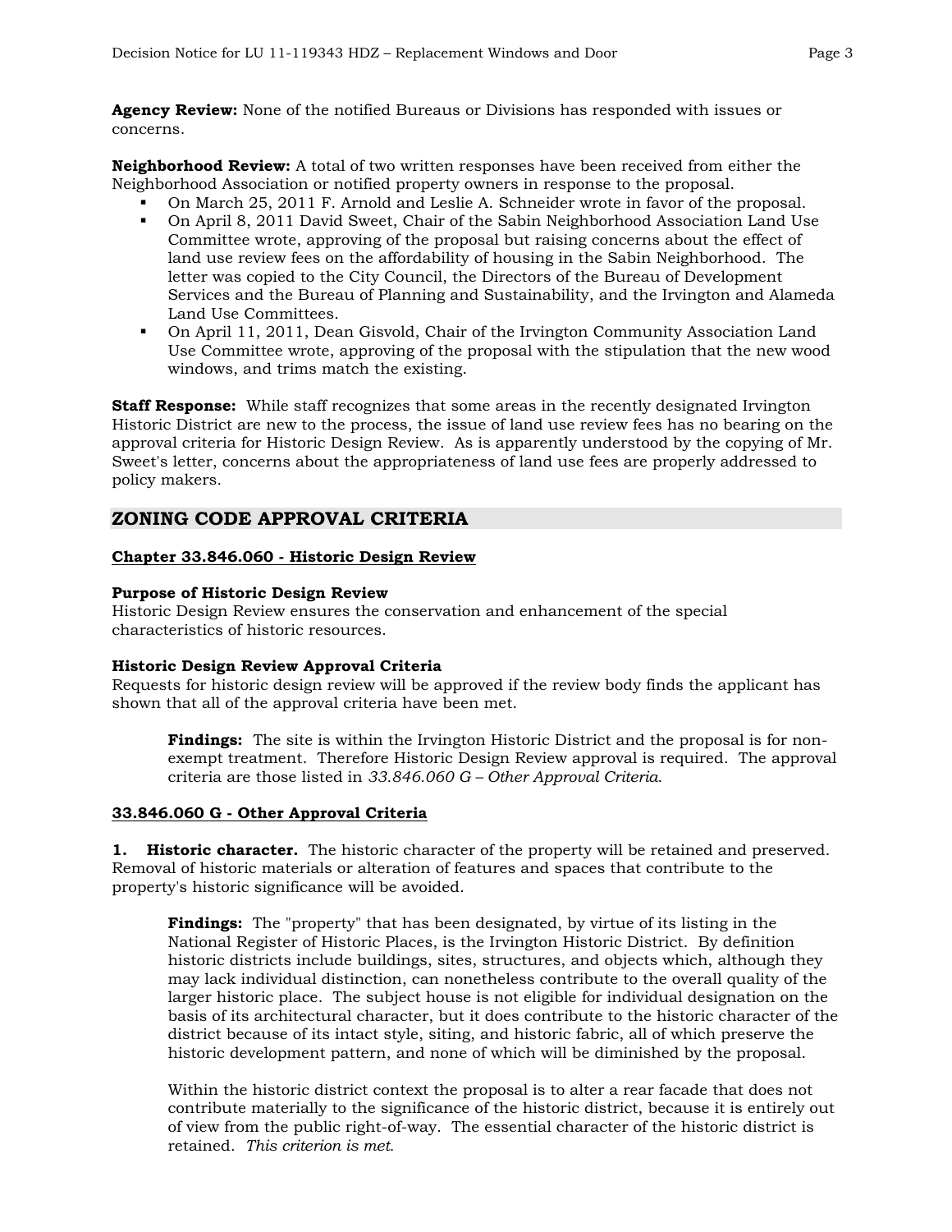**Agency Review:** None of the notified Bureaus or Divisions has responded with issues or concerns.

**Neighborhood Review:** A total of two written responses have been received from either the Neighborhood Association or notified property owners in response to the proposal.

- On March 25, 2011 F. Arnold and Leslie A. Schneider wrote in favor of the proposal.
- On April 8, 2011 David Sweet, Chair of the Sabin Neighborhood Association Land Use Committee wrote, approving of the proposal but raising concerns about the effect of land use review fees on the affordability of housing in the Sabin Neighborhood. The letter was copied to the City Council, the Directors of the Bureau of Development Services and the Bureau of Planning and Sustainability, and the Irvington and Alameda Land Use Committees.
- On April 11, 2011, Dean Gisvold, Chair of the Irvington Community Association Land Use Committee wrote, approving of the proposal with the stipulation that the new wood windows, and trims match the existing.

**Staff Response:** While staff recognizes that some areas in the recently designated Irvington Historic District are new to the process, the issue of land use review fees has no bearing on the approval criteria for Historic Design Review. As is apparently understood by the copying of Mr. Sweet's letter, concerns about the appropriateness of land use fees are properly addressed to policy makers.

## ZONING CODE APPROVAL CRITERIA

### Chapter 33.846.060 - Historic Design Review

**Purpose of Historic Design Review**
Historic Design Review ensures the conservation and enhancement of the special characteristics of historic resources.

**Historic Design Review Approval Criteria**
Requests for historic design review will be approved if the review body finds the applicant has shown that all of the approval criteria have been met.

> **Findings:** The site is within the Irvington Historic District and the proposal is for non-exempt treatment. Therefore Historic Design Review approval is required. The approval criteria are those listed in *33.846.060 G – Other Approval Criteria*.

### 33.846.060 G - Other Approval Criteria

**1. Historic character.** The historic character of the property will be retained and preserved. Removal of historic materials or alteration of features and spaces that contribute to the property's historic significance will be avoided.

> **Findings:** The "property" that has been designated, by virtue of its listing in the National Register of Historic Places, is the Irvington Historic District. By definition historic districts include buildings, sites, structures, and objects which, although they may lack individual distinction, can nonetheless contribute to the overall quality of the larger historic place. The subject house is not eligible for individual designation on the basis of its architectural character, but it does contribute to the historic character of the district because of its intact style, siting, and historic fabric, all of which preserve the historic development pattern, and none of which will be diminished by the proposal.
>
> Within the historic district context the proposal is to alter a rear facade that does not contribute materially to the significance of the historic district, because it is entirely out of view from the public right-of-way. The essential character of the historic district is retained. *This criterion is met.*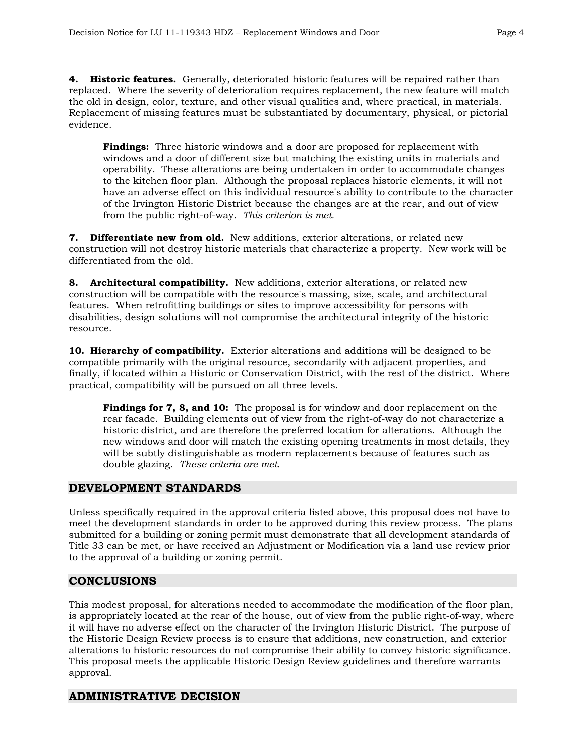**4. Historic features.** Generally, deteriorated historic features will be repaired rather than replaced. Where the severity of deterioration requires replacement, the new feature will match the old in design, color, texture, and other visual qualities and, where practical, in materials. Replacement of missing features must be substantiated by documentary, physical, or pictorial evidence.

> **Findings:** Three historic windows and a door are proposed for replacement with windows and a door of different size but matching the existing units in materials and operability. These alterations are being undertaken in order to accommodate changes to the kitchen floor plan. Although the proposal replaces historic elements, it will not have an adverse effect on this individual resource's ability to contribute to the character of the Irvington Historic District because the changes are at the rear, and out of view from the public right-of-way. *This criterion is met.*

**7. Differentiate new from old.** New additions, exterior alterations, or related new construction will not destroy historic materials that characterize a property. New work will be differentiated from the old.

**8. Architectural compatibility.** New additions, exterior alterations, or related new construction will be compatible with the resource's massing, size, scale, and architectural features. When retrofitting buildings or sites to improve accessibility for persons with disabilities, design solutions will not compromise the architectural integrity of the historic resource.

**10. Hierarchy of compatibility.** Exterior alterations and additions will be designed to be compatible primarily with the original resource, secondarily with adjacent properties, and finally, if located within a Historic or Conservation District, with the rest of the district. Where practical, compatibility will be pursued on all three levels.

> **Findings for 7, 8, and 10:** The proposal is for window and door replacement on the rear facade. Building elements out of view from the right-of-way do not characterize a historic district, and are therefore the preferred location for alterations. Although the new windows and door will match the existing opening treatments in most details, they will be subtly distinguishable as modern replacements because of features such as double glazing. *These criteria are met.*

## DEVELOPMENT STANDARDS

Unless specifically required in the approval criteria listed above, this proposal does not have to meet the development standards in order to be approved during this review process. The plans submitted for a building or zoning permit must demonstrate that all development standards of Title 33 can be met, or have received an Adjustment or Modification via a land use review prior to the approval of a building or zoning permit.

## CONCLUSIONS

This modest proposal, for alterations needed to accommodate the modification of the floor plan, is appropriately located at the rear of the house, out of view from the public right-of-way, where it will have no adverse effect on the character of the Irvington Historic District. The purpose of the Historic Design Review process is to ensure that additions, new construction, and exterior alterations to historic resources do not compromise their ability to convey historic significance. This proposal meets the applicable Historic Design Review guidelines and therefore warrants approval.

## ADMINISTRATIVE DECISION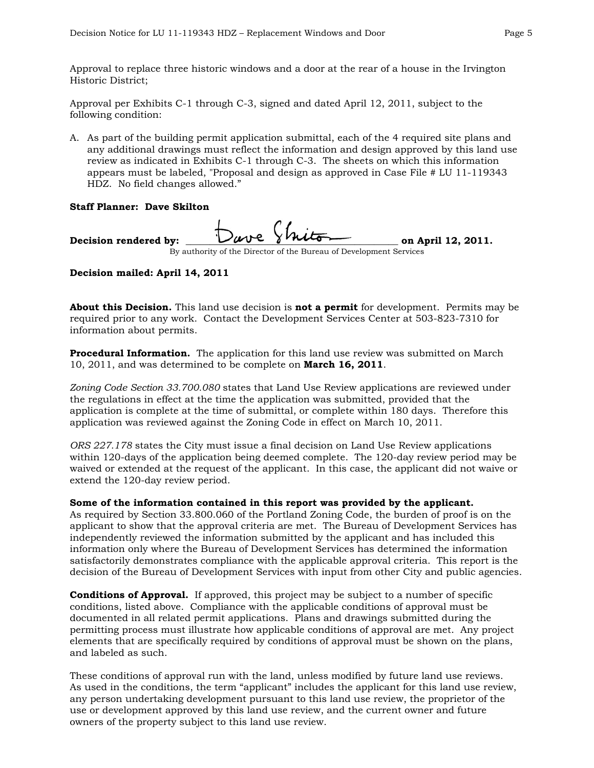Approval to replace three historic windows and a door at the rear of a house in the Irvington Historic District;

Approval per Exhibits C-1 through C-3, signed and dated April 12, 2011, subject to the following condition:

A. As part of the building permit application submittal, each of the 4 required site plans and any additional drawings must reflect the information and design approved by this land use review as indicated in Exhibits C-1 through C-3. The sheets on which this information appears must be labeled, "Proposal and design as approved in Case File # LU 11-119343 HDZ. No field changes allowed."

**Staff Planner: Dave Skilton**

**Decision rendered by:** ______________________________ **on April 12, 2011.**
By authority of the Director of the Bureau of Development Services

**Decision mailed: April 14, 2011**

**About this Decision.** This land use decision is **not a permit** for development. Permits may be required prior to any work. Contact the Development Services Center at 503-823-7310 for information about permits.

**Procedural Information.** The application for this land use review was submitted on March 10, 2011, and was determined to be complete on **March 16, 2011**.

*Zoning Code Section 33.700.080* states that Land Use Review applications are reviewed under the regulations in effect at the time the application was submitted, provided that the application is complete at the time of submittal, or complete within 180 days. Therefore this application was reviewed against the Zoning Code in effect on March 10, 2011.

*ORS 227.178* states the City must issue a final decision on Land Use Review applications within 120-days of the application being deemed complete. The 120-day review period may be waived or extended at the request of the applicant. In this case, the applicant did not waive or extend the 120-day review period.

**Some of the information contained in this report was provided by the applicant.**
As required by Section 33.800.060 of the Portland Zoning Code, the burden of proof is on the applicant to show that the approval criteria are met. The Bureau of Development Services has independently reviewed the information submitted by the applicant and has included this information only where the Bureau of Development Services has determined the information satisfactorily demonstrates compliance with the applicable approval criteria. This report is the decision of the Bureau of Development Services with input from other City and public agencies.

**Conditions of Approval.** If approved, this project may be subject to a number of specific conditions, listed above. Compliance with the applicable conditions of approval must be documented in all related permit applications. Plans and drawings submitted during the permitting process must illustrate how applicable conditions of approval are met. Any project elements that are specifically required by conditions of approval must be shown on the plans, and labeled as such.

These conditions of approval run with the land, unless modified by future land use reviews. As used in the conditions, the term "applicant" includes the applicant for this land use review, any person undertaking development pursuant to this land use review, the proprietor of the use or development approved by this land use review, and the current owner and future owners of the property subject to this land use review.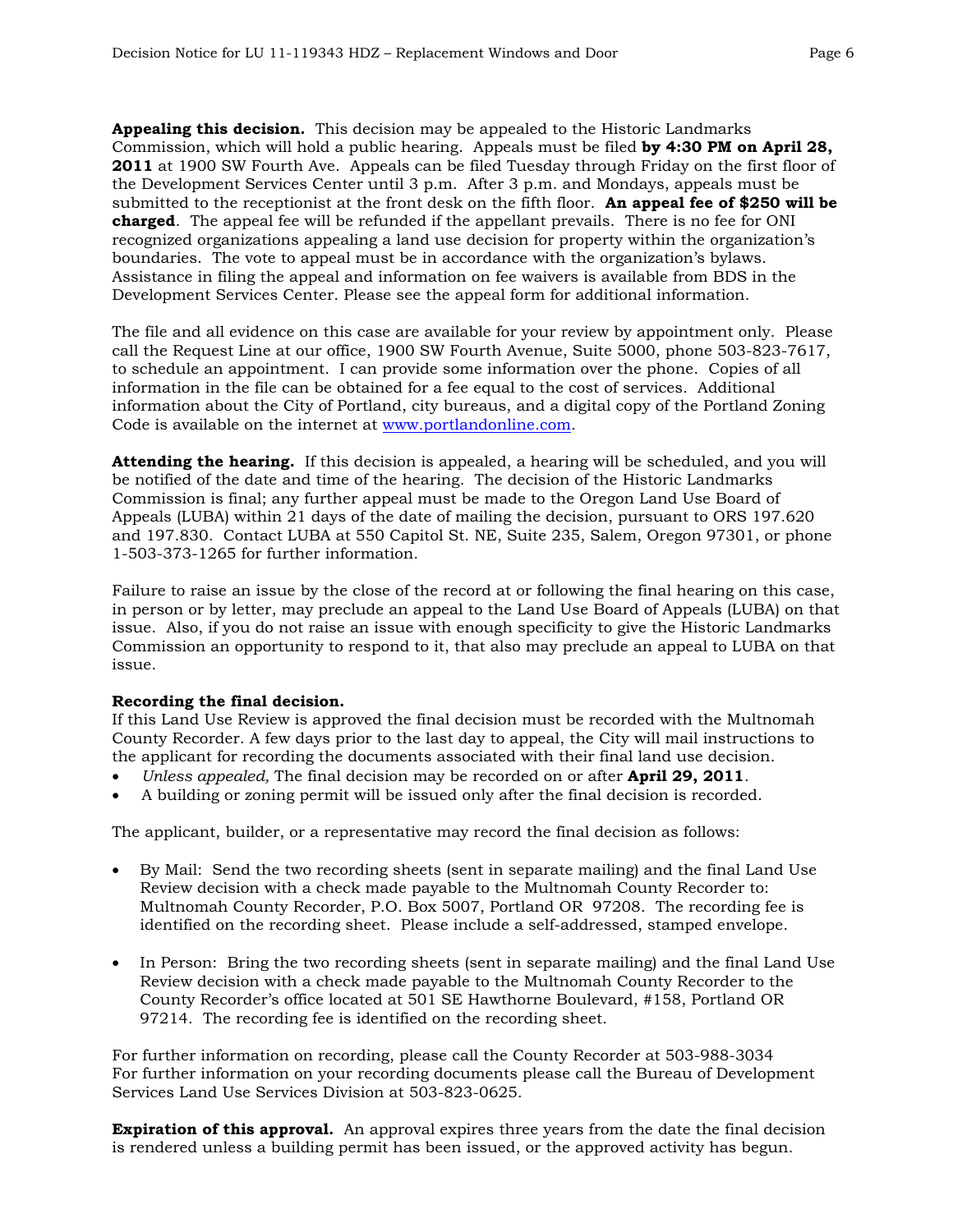**Appealing this decision.** This decision may be appealed to the Historic Landmarks Commission, which will hold a public hearing. Appeals must be filed **by 4:30 PM on April 28, 2011** at 1900 SW Fourth Ave. Appeals can be filed Tuesday through Friday on the first floor of the Development Services Center until 3 p.m. After 3 p.m. and Mondays, appeals must be submitted to the receptionist at the front desk on the fifth floor. **An appeal fee of $250 will be charged**. The appeal fee will be refunded if the appellant prevails. There is no fee for ONI recognized organizations appealing a land use decision for property within the organization's boundaries. The vote to appeal must be in accordance with the organization's bylaws. Assistance in filing the appeal and information on fee waivers is available from BDS in the Development Services Center. Please see the appeal form for additional information.

The file and all evidence on this case are available for your review by appointment only. Please call the Request Line at our office, 1900 SW Fourth Avenue, Suite 5000, phone 503-823-7617, to schedule an appointment. I can provide some information over the phone. Copies of all information in the file can be obtained for a fee equal to the cost of services. Additional information about the City of Portland, city bureaus, and a digital copy of the Portland Zoning Code is available on the internet at www.portlandonline.com.

**Attending the hearing.** If this decision is appealed, a hearing will be scheduled, and you will be notified of the date and time of the hearing. The decision of the Historic Landmarks Commission is final; any further appeal must be made to the Oregon Land Use Board of Appeals (LUBA) within 21 days of the date of mailing the decision, pursuant to ORS 197.620 and 197.830. Contact LUBA at 550 Capitol St. NE, Suite 235, Salem, Oregon 97301, or phone 1-503-373-1265 for further information.

Failure to raise an issue by the close of the record at or following the final hearing on this case, in person or by letter, may preclude an appeal to the Land Use Board of Appeals (LUBA) on that issue. Also, if you do not raise an issue with enough specificity to give the Historic Landmarks Commission an opportunity to respond to it, that also may preclude an appeal to LUBA on that issue.

**Recording the final decision.**
If this Land Use Review is approved the final decision must be recorded with the Multnomah County Recorder. A few days prior to the last day to appeal, the City will mail instructions to the applicant for recording the documents associated with their final land use decision.

- *Unless appealed,* The final decision may be recorded on or after **April 29, 2011**.
- A building or zoning permit will be issued only after the final decision is recorded.

The applicant, builder, or a representative may record the final decision as follows:

- By Mail: Send the two recording sheets (sent in separate mailing) and the final Land Use Review decision with a check made payable to the Multnomah County Recorder to: Multnomah County Recorder, P.O. Box 5007, Portland OR 97208. The recording fee is identified on the recording sheet. Please include a self-addressed, stamped envelope.

- In Person: Bring the two recording sheets (sent in separate mailing) and the final Land Use Review decision with a check made payable to the Multnomah County Recorder to the County Recorder's office located at 501 SE Hawthorne Boulevard, #158, Portland OR 97214. The recording fee is identified on the recording sheet.

For further information on recording, please call the County Recorder at 503-988-3034
For further information on your recording documents please call the Bureau of Development Services Land Use Services Division at 503-823-0625.

**Expiration of this approval.** An approval expires three years from the date the final decision is rendered unless a building permit has been issued, or the approved activity has begun.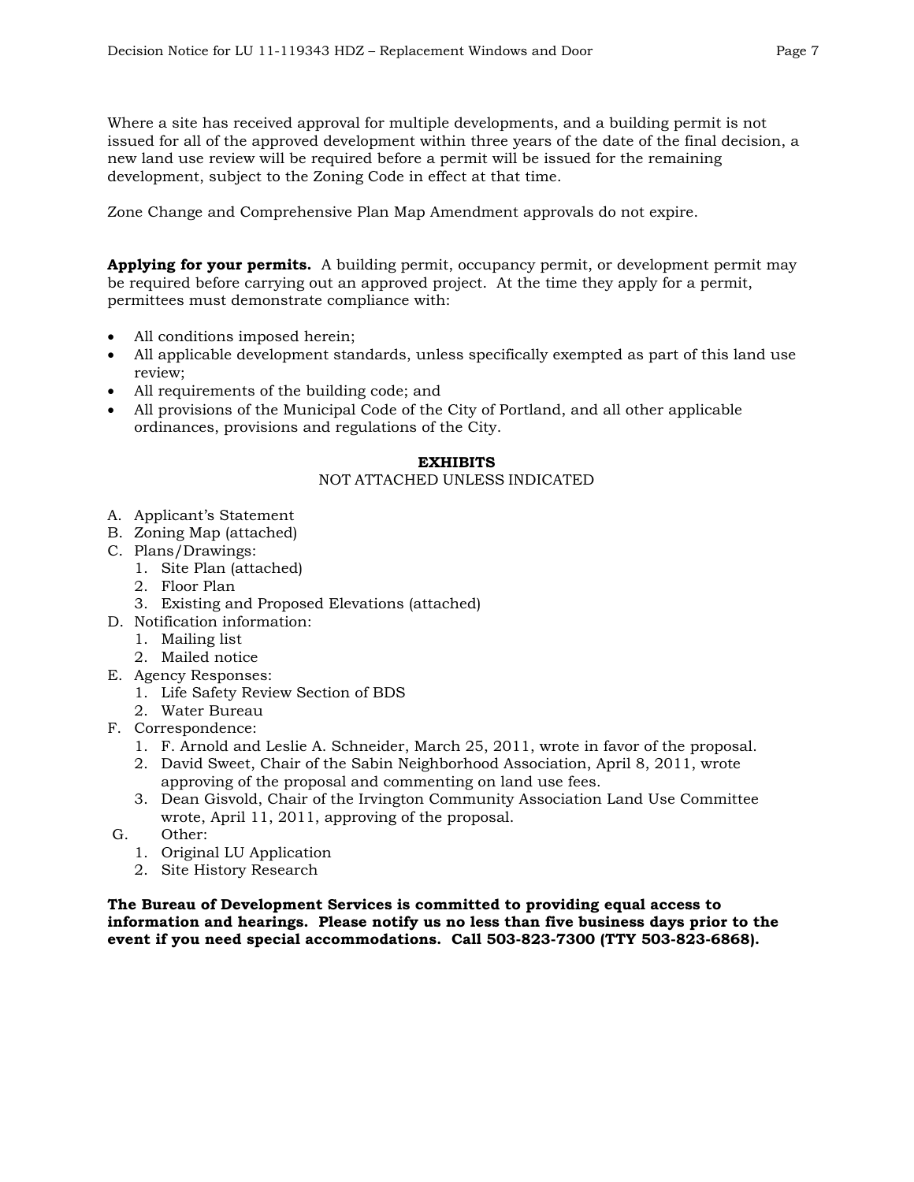Where a site has received approval for multiple developments, and a building permit is not issued for all of the approved development within three years of the date of the final decision, a new land use review will be required before a permit will be issued for the remaining development, subject to the Zoning Code in effect at that time.

Zone Change and Comprehensive Plan Map Amendment approvals do not expire.

**Applying for your permits.** A building permit, occupancy permit, or development permit may be required before carrying out an approved project. At the time they apply for a permit, permittees must demonstrate compliance with:

- All conditions imposed herein;
- All applicable development standards, unless specifically exempted as part of this land use review;
- All requirements of the building code; and
- All provisions of the Municipal Code of the City of Portland, and all other applicable ordinances, provisions and regulations of the City.

**EXHIBITS**

NOT ATTACHED UNLESS INDICATED

A. Applicant's Statement
B. Zoning Map (attached)
C. Plans/Drawings:
   1. Site Plan (attached)
   2. Floor Plan
   3. Existing and Proposed Elevations (attached)
D. Notification information:
   1. Mailing list
   2. Mailed notice
E. Agency Responses:
   1. Life Safety Review Section of BDS
   2. Water Bureau
F. Correspondence:
   1. F. Arnold and Leslie A. Schneider, March 25, 2011, wrote in favor of the proposal.
   2. David Sweet, Chair of the Sabin Neighborhood Association, April 8, 2011, wrote approving of the proposal and commenting on land use fees.
   3. Dean Gisvold, Chair of the Irvington Community Association Land Use Committee wrote, April 11, 2011, approving of the proposal.
G. Other:
   1. Original LU Application
   2. Site History Research

**The Bureau of Development Services is committed to providing equal access to information and hearings. Please notify us no less than five business days prior to the event if you need special accommodations. Call 503-823-7300 (TTY 503-823-6868).**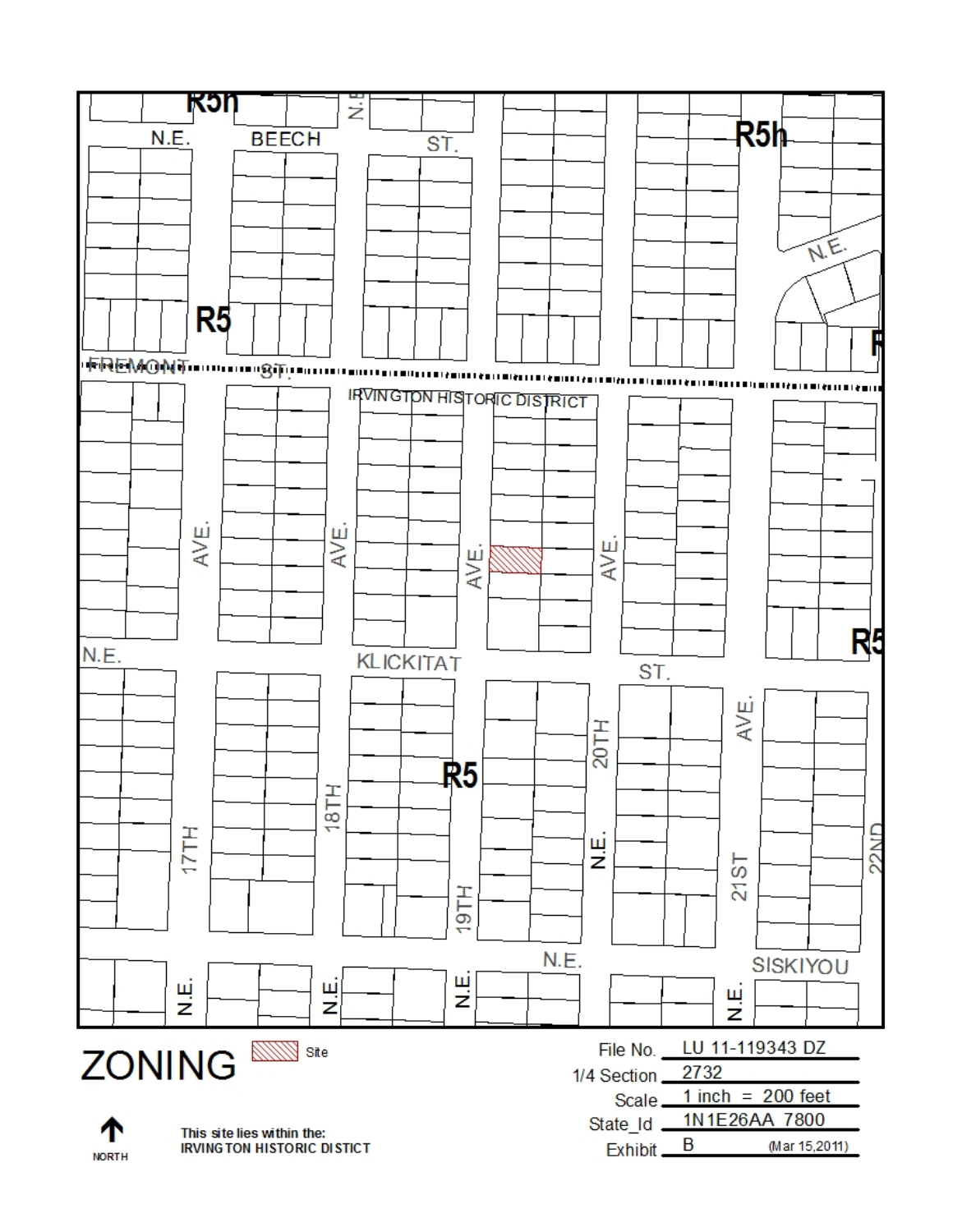# ZONING

Site

This site lies within the:
IRVINGTON HISTORIC DISTICT

NORTH

| | |
|---|---|
| File No. | LU 11-119343 DZ |
| 1/4 Section | 2732 |
| Scale | 1 inch = 200 feet |
| State_Id | 1N1E26AA 7800 |
| Exhibit | B (Mar 15,2011) |

R5h

N.E. BEECH ST.

R5

FREMONT ST.

IRVINGTON HISTORIC DISTRICT

N.E. KLICKITAT ST.

N.E. 17TH AVE.

N.E. 18TH AVE.

N.E. 19TH AVE.

N.E. 20TH AVE.

N.E. 21ST AVE.

22ND

N.E. SISKIYOU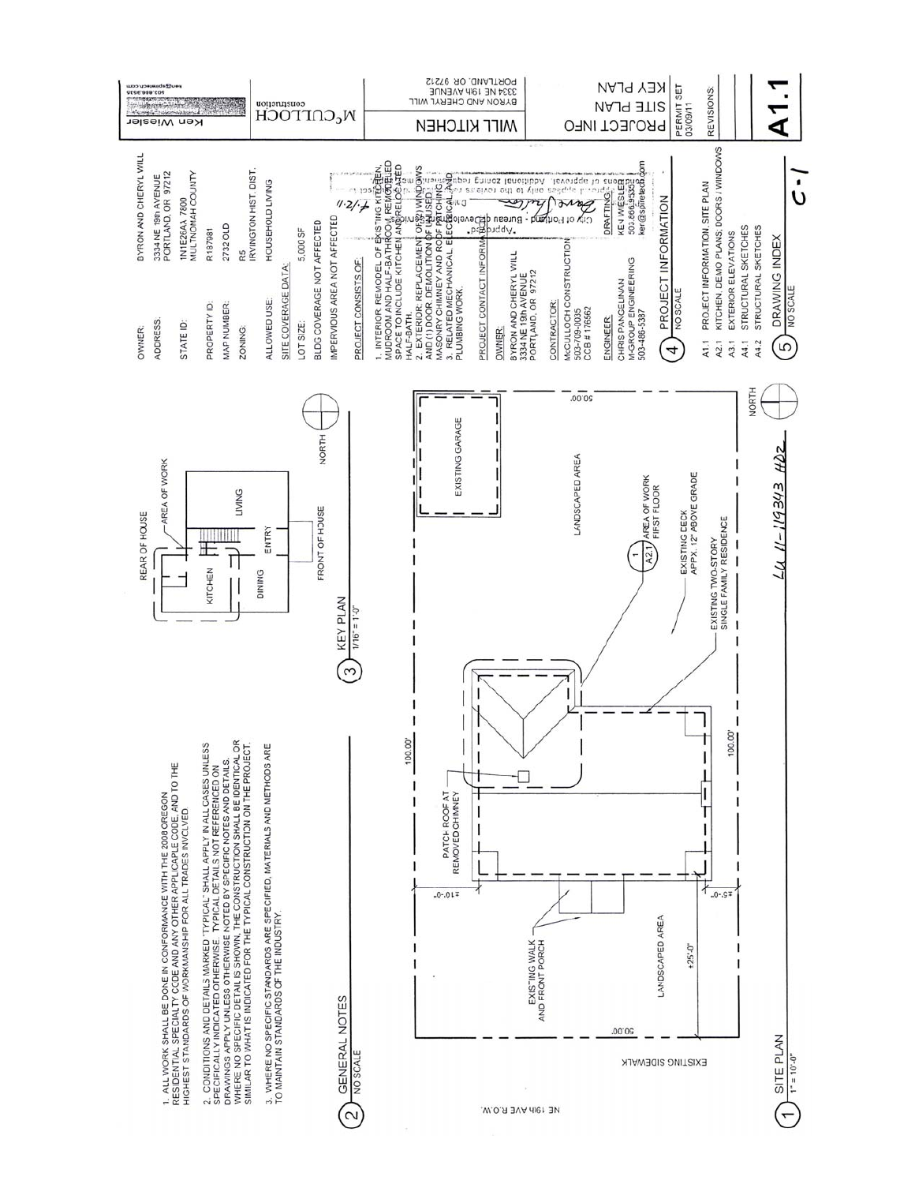# WILL KITCHEN

BYRON AND CHERYL WILL
3334 NE 19th AVENUE
PORTLAND, OR 97212

**McCULLOCH** construction

Ken Wiesler
503.866.9535
ken@spiretech.com

PROJECT INFO
SITE PLAN
KEY PLAN

PERMIT SET 03/09/11

REVISIONS:

**A1.1**

## 1 SITE PLAN
1" = 10'-0"

NE 19th AVE R.O.W.

EXISTING SIDEWALK

- EXISTING WALK AND FRONT PORCH
- LANDSCAPED AREA
- PATCH ROOF AT REMOVED CHIMNEY
- AREA OF WORK FIRST FLOOR (1/A2.1)
- EXISTING DECK APPX. 12" ABOVE GRADE
- EXISTING TWO-STORY SINGLE FAMILY RESIDENCE
- EXISTING GARAGE
- LANDSCAPED AREA

50.00' | 100.00' | 100.00' | 50.00' | ±10'-0" | ±5'-0" | ±25'-0"

NORTH

LU 11-119343 HDZ

## 2 GENERAL NOTES
NO SCALE

1. ALL WORK SHALL BE DONE IN CONFORMANCE WITH THE 2008 OREGON RESIDENTIAL SPECIALTY CODE AND ANY OTHER APPLICABLE CODE, AND TO THE HIGHEST STANDARDS OF WORKMANSHIP FOR ALL TRADES INVOLVED.

2. CONDITIONS AND DETAILS MARKED 'TYPICAL' SHALL APPLY IN ALL CASES UNLESS SPECIFICALLY INDICATED OTHERWISE. TYPICAL DETAILS NOT REFERENCED ON DRAWINGS APPLY UNLESS OTHERWISE NOTED BY SPECIFIC NOTES AND DETAILS. WHERE NO SPECIFIC DETAIL IS SHOWN, THE CONSTRUCTION SHALL BE IDENTICAL OR SIMILAR TO WHAT IS INDICATED FOR THE TYPICAL CONSTRUCTION ON THE PROJECT.

3. WHERE NO SPECIFIC STANDARDS ARE SPECIFIED, MATERIALS AND METHODS ARE TO MAINTAIN STANDARDS OF THE INDUSTRY.

## 3 KEY PLAN
1/16" = 1'-0"

REAR OF HOUSE — AREA OF WORK — KITCHEN — DINING — ENTRY — LIVING — FRONT OF HOUSE — NORTH

## 4 PROJECT INFORMATION
NO SCALE

| | |
|---|---|
| OWNER: | BYRON AND CHERYL WILL |
| ADDRESS: | 3334 NE 19th AVENUE PORTLAND, OR 97212 |
| STATE ID: | 1N1E26AA 7800 MULTNOMAH COUNTY |
| PROPERTY ID: | R187981 |
| MAP NUMBER: | 2732 OLD |
| ZONING: | R5 IRVINGTON HIST. DIST. |
| ALLOWED USE: | HOUSEHOLD LIVING |

SITE COVERAGE DATA:

| | |
|---|---|
| LOT SIZE: | 5,000 SF |
| BLDG COVERAGE NOT AFFECTED | |
| IMPERVIOUS AREA NOT AFFECTED | |

PROJECT CONSISTS OF:

1. INTERIOR REMODEL OF EXISTING KITCHEN, MUDROOM AND HALF-BATHROOM. REMODELED SPACE TO INCLUDE KITCHEN AND RELOCATED HALF-BATH.
2. EXTERIOR: REPLACEMENT OF (2) WINDOWS AND (1) DOOR. DEMOLITION OF UNUSED MASONRY CHIMNEY AND ROOF PATCHING.
3. RELATED MECHANICAL, ELECTRICAL AND PLUMBING WORK.

PROJECT CONTACT INFORMATION:

OWNER:
BYRON AND CHERYL WILL
3334 NE 19th AVENUE
PORTLAND, OR 97212

CONTRACTOR:
McCULLOCH CONSTRUCTION
503-709-0035
CCB # 176562

ENGINEER:
CHRIS PANGELINAN
M-GROUP ENGINEERING
503-486-5387

DRAFTING:
KEN WIESLER
503.866.9535
ken@spiretech.com

*Approved* City of Portland - Bureau of Development Services. Date 4.2.11. Approval applies only to the reviews requested and is subject to all conditions of approval. Additional zoning requirements may apply.

## 5 DRAWING INDEX
NO SCALE

- A1.1 PROJECT INFORMATION, SITE PLAN
- A2.1 KITCHEN, DEMO PLANS, DOORS / WINDOWS
- A3.1 EXTERIOR ELEVATIONS
- A4.1 STRUCTURAL SKETCHES
- A4.2 STRUCTURAL SKETCHES

C-1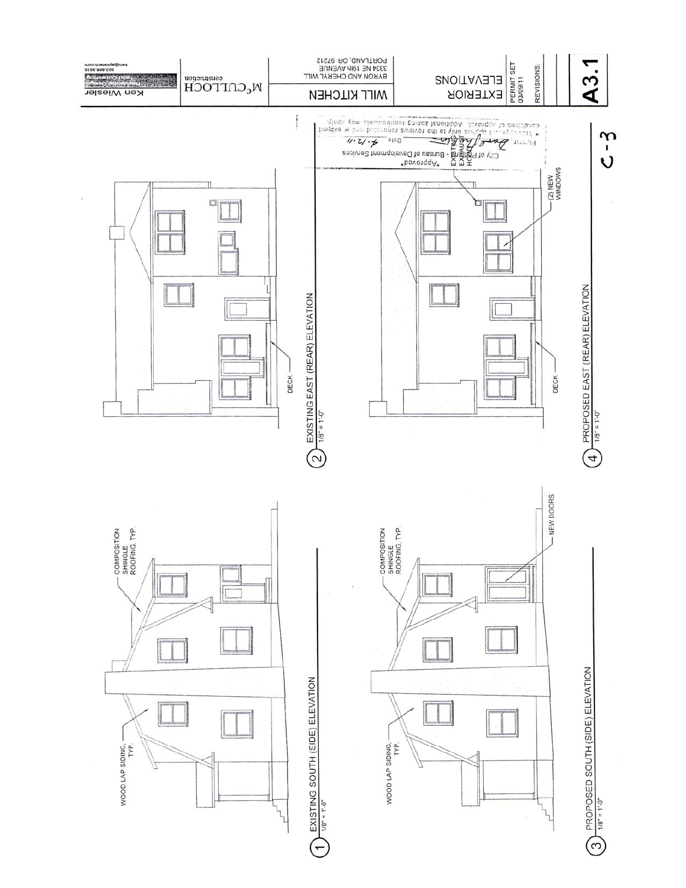Ken Wiesler

503.888.9535

M^cCULLOCH construction

WILL KITCHEN

BYRON AND CHERYL WILL
3334 NE 19th AVENUE
PORTLAND, OR 97212

EXTERIOR ELEVATIONS

PERMIT SET
03/09/11

REVISIONS:

A3.1

*Approved*
City of Portland - Bureau of Development Services
Planner _______ Date 4.12.11

* This approval applies only to the reviews requested and is subject to all conditions of approval. Additional zoning requirements may apply.

WOOD LAP SIDING, TYP.

COMPOSITON SHINGLE ROOFING, TYP.

1 EXISTING SOUTH (SIDE) ELEVATION
1/8" = 1'-0"

WOOD LAP SIDING, TYP.

COMPOSITON SHINGLE ROOFING, TYP.

NEW DOORS

3 PROPOSED SOUTH (SIDE) ELEVATION
1/8" = 1'-0"

DECK

2 EXISTING EAST (REAR) ELEVATION
1/8" = 1'-0"

EXISTING EXHAUST HOOD

(2) NEW WINDOWS

DECK

4 PROPOSED EAST (REAR) ELEVATION
1/8" = 1'-0"

C-3